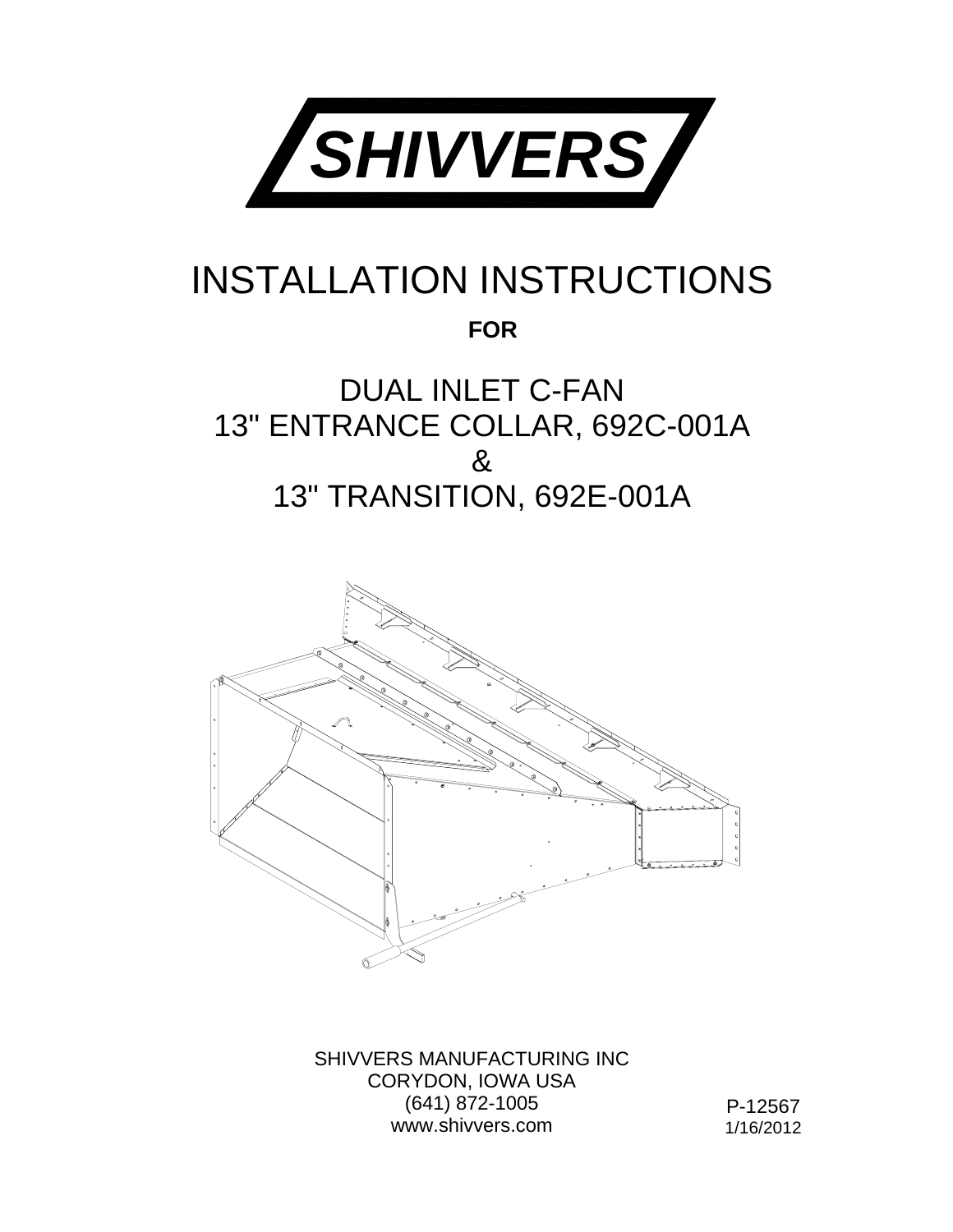# SHIVVERS

# INSTALLATION INSTRUCTIONS

**FOR**

## DUAL INLET C-FAN
## 13" ENTRANCE COLLAR, 692C-001A
## &
## 13" TRANSITION, 692E-001A

SHIVVERS MANUFACTURING INC
CORYDON, IOWA USA
(641) 872-1005
www.shivvers.com

P-12567
1/16/2012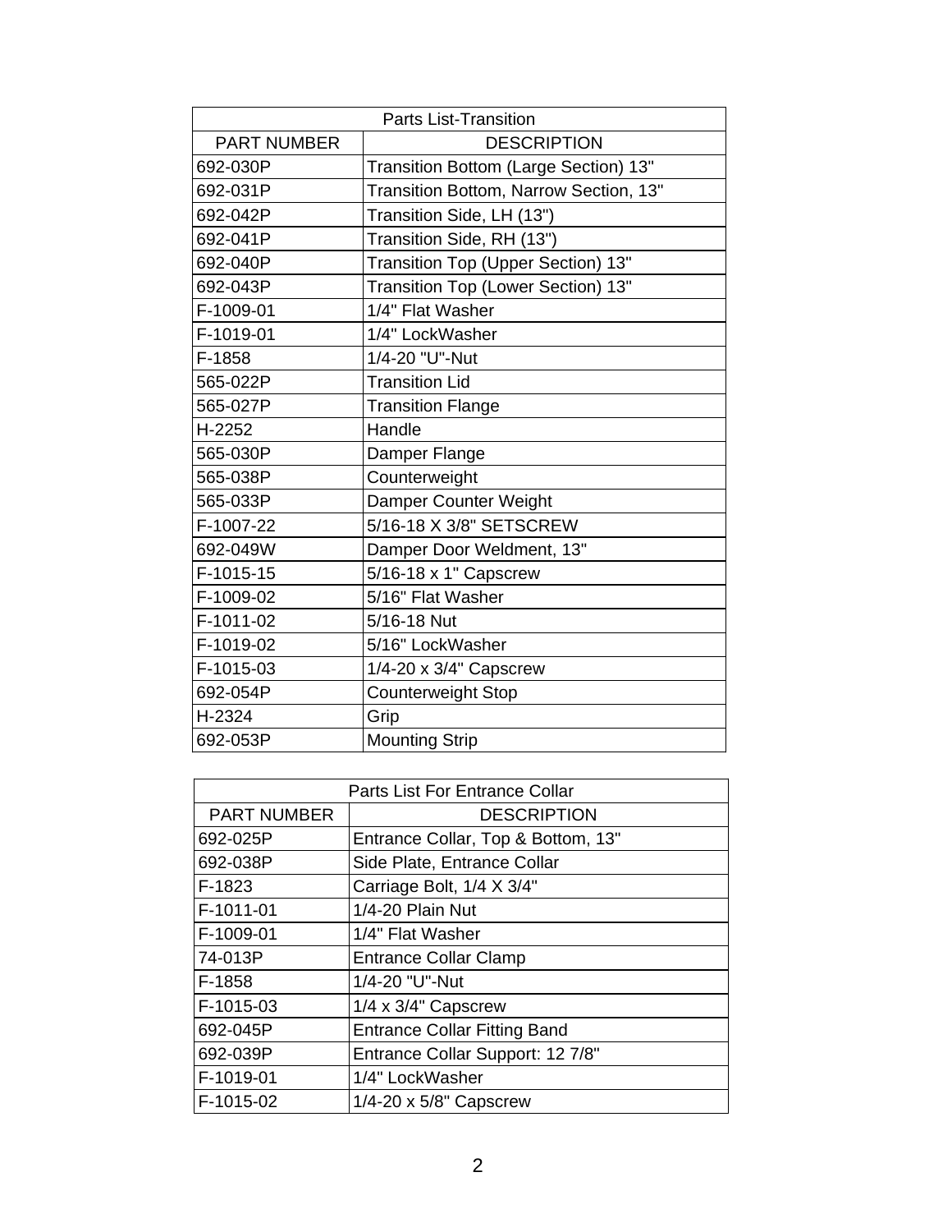| Parts List-Transition | |
|---|---|
| PART NUMBER | DESCRIPTION |
| 692-030P | Transition Bottom (Large Section) 13" |
| 692-031P | Transition Bottom, Narrow Section, 13" |
| 692-042P | Transition Side, LH (13") |
| 692-041P | Transition Side, RH (13") |
| 692-040P | Transition Top (Upper Section) 13" |
| 692-043P | Transition Top (Lower Section) 13" |
| F-1009-01 | 1/4" Flat Washer |
| F-1019-01 | 1/4" LockWasher |
| F-1858 | 1/4-20 "U"-Nut |
| 565-022P | Transition Lid |
| 565-027P | Transition Flange |
| H-2252 | Handle |
| 565-030P | Damper Flange |
| 565-038P | Counterweight |
| 565-033P | Damper Counter Weight |
| F-1007-22 | 5/16-18 X 3/8" SETSCREW |
| 692-049W | Damper Door Weldment, 13" |
| F-1015-15 | 5/16-18 x 1" Capscrew |
| F-1009-02 | 5/16" Flat Washer |
| F-1011-02 | 5/16-18 Nut |
| F-1019-02 | 5/16" LockWasher |
| F-1015-03 | 1/4-20 x 3/4" Capscrew |
| 692-054P | Counterweight Stop |
| H-2324 | Grip |
| 692-053P | Mounting Strip |

| Parts List For Entrance Collar | |
|---|---|
| PART NUMBER | DESCRIPTION |
| 692-025P | Entrance Collar, Top & Bottom, 13" |
| 692-038P | Side Plate, Entrance Collar |
| F-1823 | Carriage Bolt, 1/4 X 3/4" |
| F-1011-01 | 1/4-20 Plain Nut |
| F-1009-01 | 1/4" Flat Washer |
| 74-013P | Entrance Collar Clamp |
| F-1858 | 1/4-20 "U"-Nut |
| F-1015-03 | 1/4 x 3/4" Capscrew |
| 692-045P | Entrance Collar Fitting Band |
| 692-039P | Entrance Collar Support: 12 7/8" |
| F-1019-01 | 1/4" LockWasher |
| F-1015-02 | 1/4-20 x 5/8" Capscrew |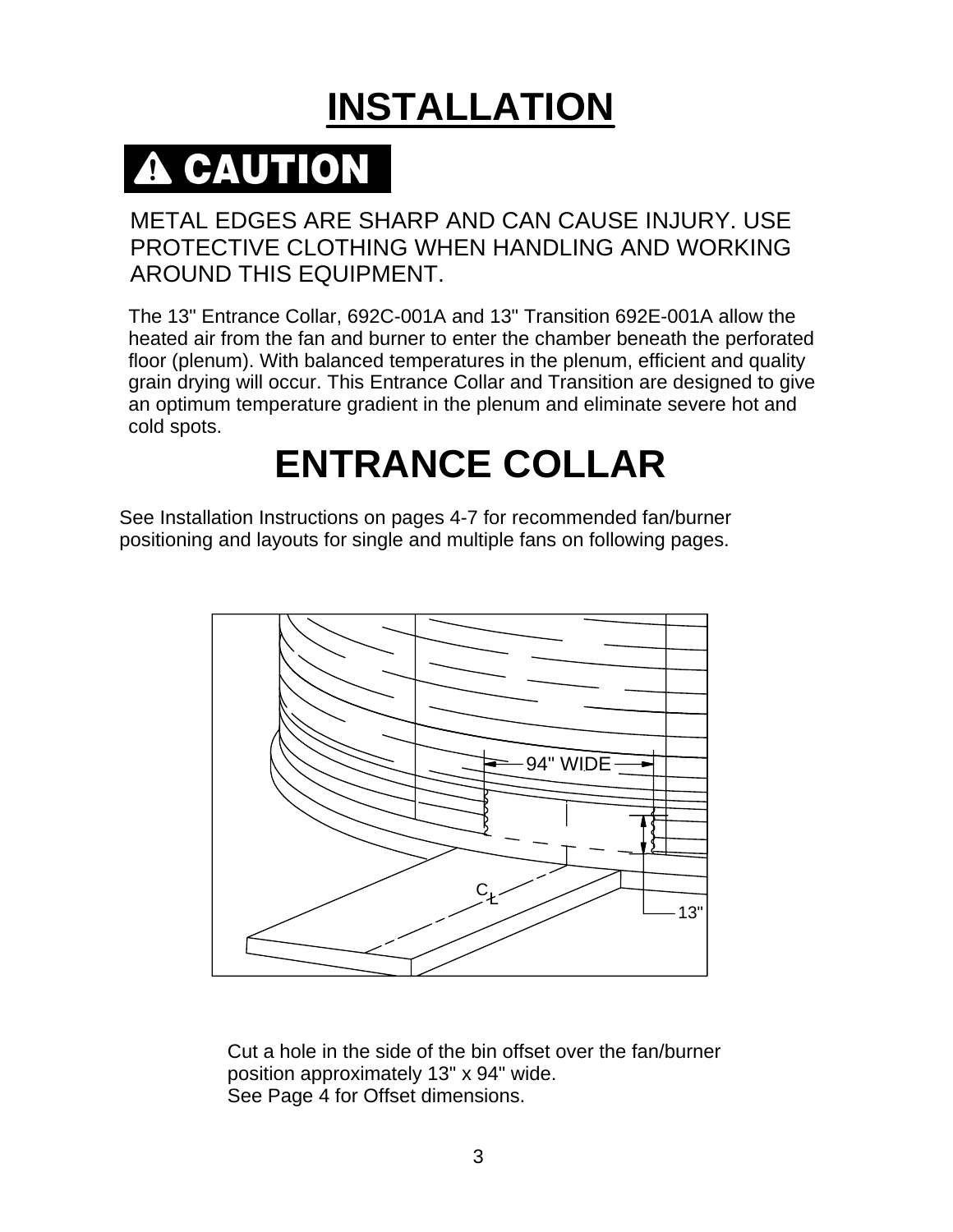# INSTALLATION

## ⚠ CAUTION

METAL EDGES ARE SHARP AND CAN CAUSE INJURY. USE PROTECTIVE CLOTHING WHEN HANDLING AND WORKING AROUND THIS EQUIPMENT.

The 13" Entrance Collar, 692C-001A and 13" Transition 692E-001A allow the heated air from the fan and burner to enter the chamber beneath the perforated floor (plenum). With balanced temperatures in the plenum, efficient and quality grain drying will occur. This Entrance Collar and Transition are designed to give an optimum temperature gradient in the plenum and eliminate severe hot and cold spots.

# ENTRANCE COLLAR

See Installation Instructions on pages 4-7 for recommended fan/burner positioning and layouts for single and multiple fans on following pages.

Cut a hole in the side of the bin offset over the fan/burner position approximately 13" x 94" wide.
See Page 4 for Offset dimensions.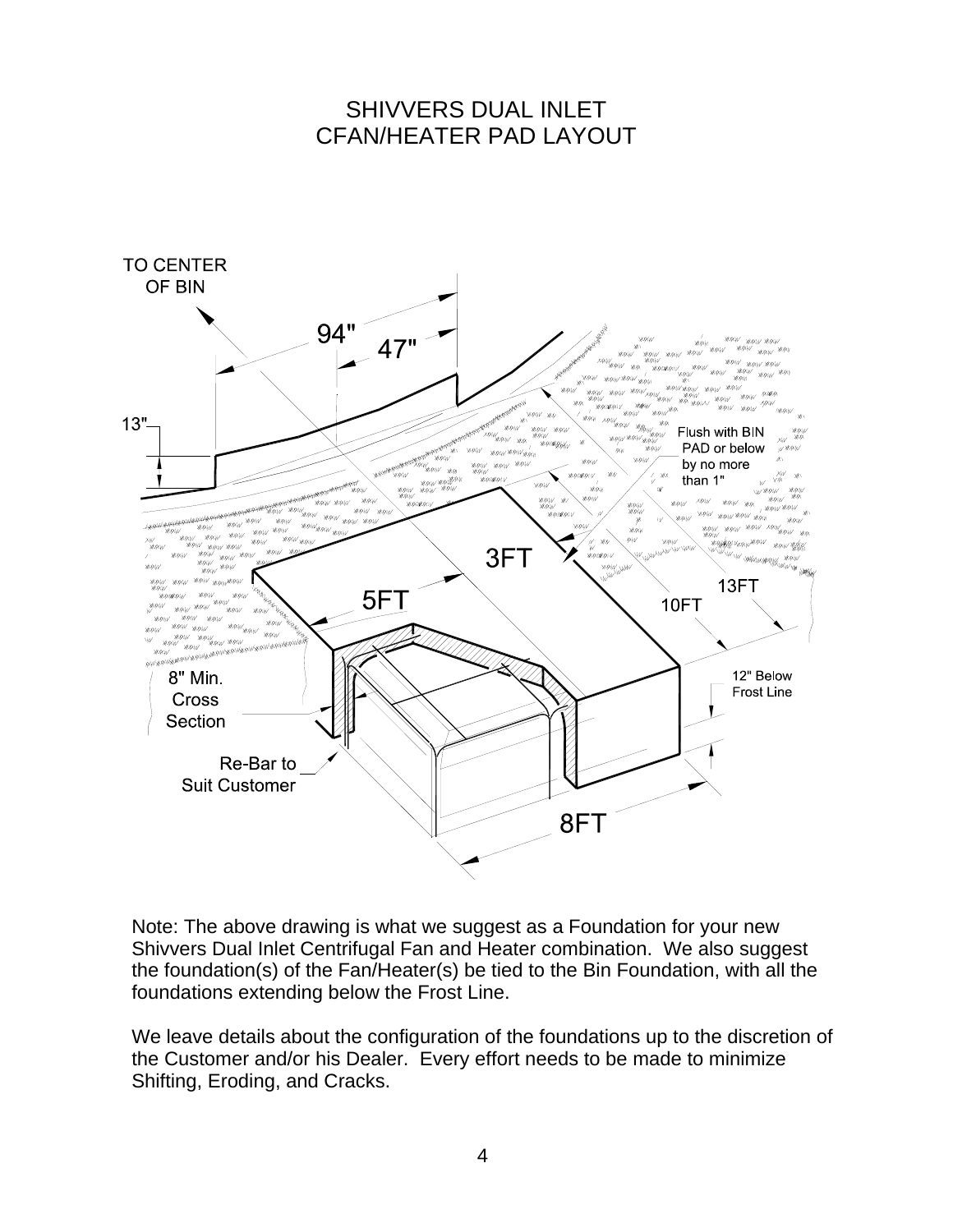# SHIVVERS DUAL INLET CFAN/HEATER PAD LAYOUT

TO CENTER OF BIN

94"

47"

13"

Flush with BIN PAD or below by no more than 1"

3FT

5FT

13FT

10FT

8" Min. Cross Section

12" Below Frost Line

Re-Bar to Suit Customer

8FT

Note: The above drawing is what we suggest as a Foundation for your new Shivvers Dual Inlet Centrifugal Fan and Heater combination. We also suggest the foundation(s) of the Fan/Heater(s) be tied to the Bin Foundation, with all the foundations extending below the Frost Line.

We leave details about the configuration of the foundations up to the discretion of the Customer and/or his Dealer. Every effort needs to be made to minimize Shifting, Eroding, and Cracks.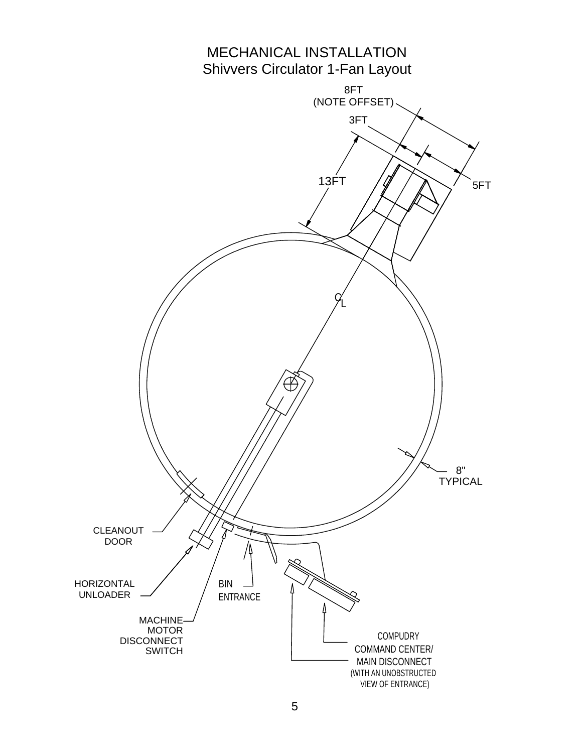# MECHANICAL INSTALLATION

## Shivvers Circulator 1-Fan Layout

8FT (NOTE OFFSET)

3FT

5FT

13FT

$C_L$

8" TYPICAL

CLEANOUT DOOR

HORIZONTAL UNLOADER

MACHINE MOTOR DISCONNECT SWITCH

BIN ENTRANCE

COMPUDRY COMMAND CENTER/ MAIN DISCONNECT (WITH AN UNOBSTRUCTED VIEW OF ENTRANCE)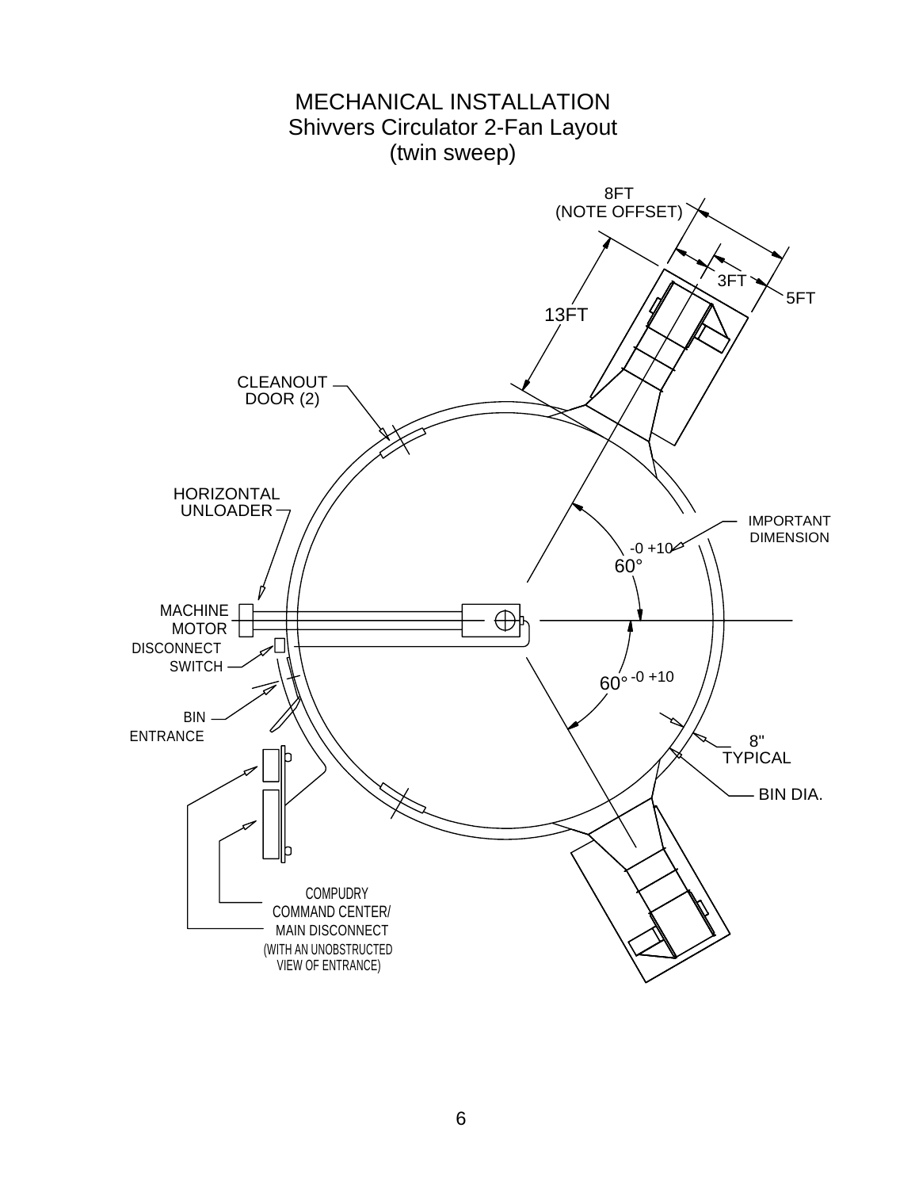# MECHANICAL INSTALLATION

## Shivvers Circulator 2-Fan Layout
## (twin sweep)

8FT
(NOTE OFFSET)

3FT

5FT

13FT

CLEANOUT
DOOR (2)

HORIZONTAL
UNLOADER

IMPORTANT
DIMENSION

-0 +10
60°

MACHINE
MOTOR

DISCONNECT
SWITCH

60° -0 +10

BIN
ENTRANCE

8"
TYPICAL

BIN DIA.

COMPUDRY
COMMAND CENTER/
MAIN DISCONNECT
(WITH AN UNOBSTRUCTED
VIEW OF ENTRANCE)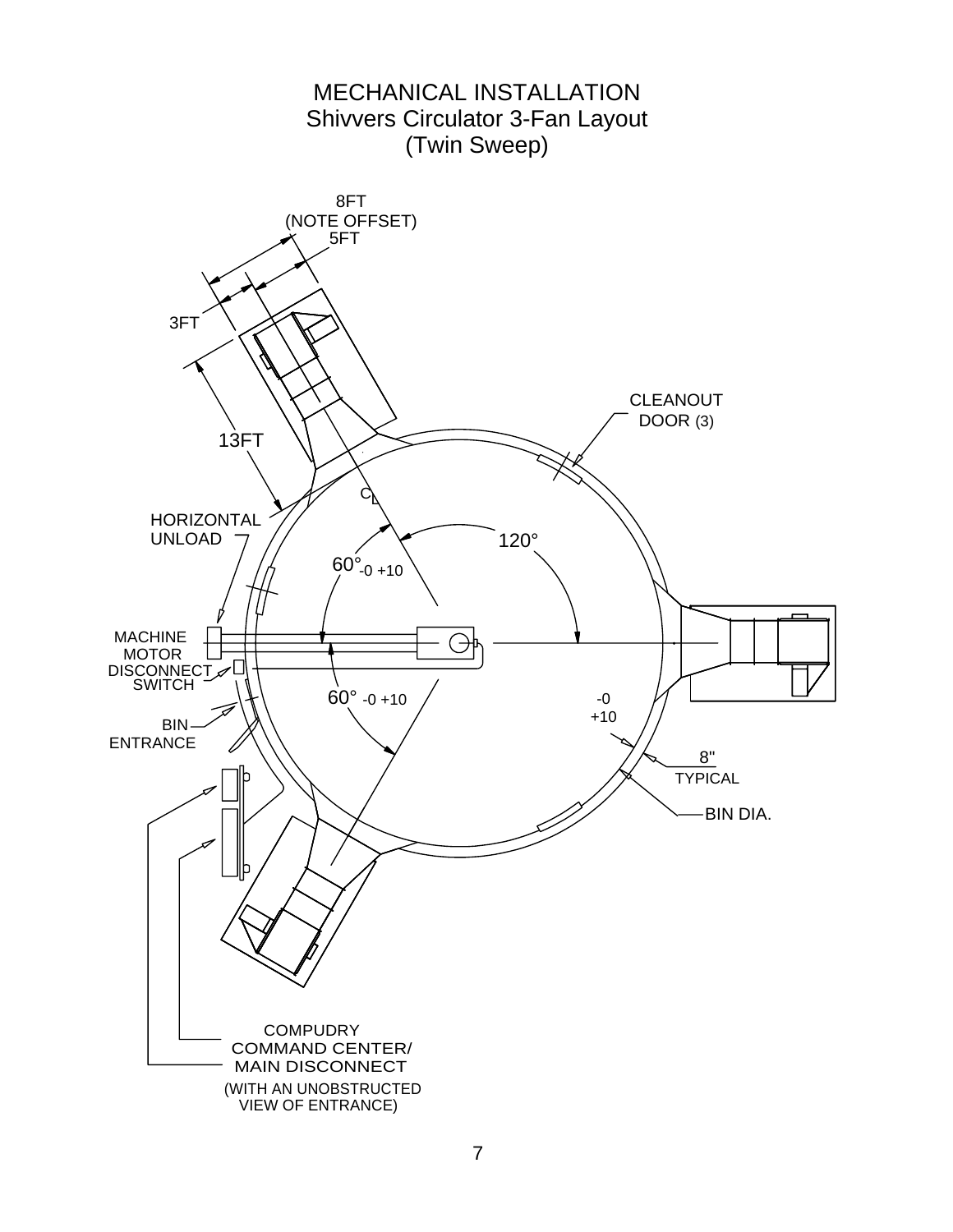# MECHANICAL INSTALLATION

## Shivvers Circulator 3-Fan Layout (Twin Sweep)

8FT (NOTE OFFSET)

5FT

3FT

13FT

CLEANOUT DOOR (3)

HORIZONTAL UNLOAD

$60°_{-0\ +10}$

120°

MACHINE MOTOR DISCONNECT SWITCH

$60°\ _{-0\ +10}$

-0 +10

BIN ENTRANCE

8" TYPICAL

BIN DIA.

COMPUDRY COMMAND CENTER/ MAIN DISCONNECT (WITH AN UNOBSTRUCTED VIEW OF ENTRANCE)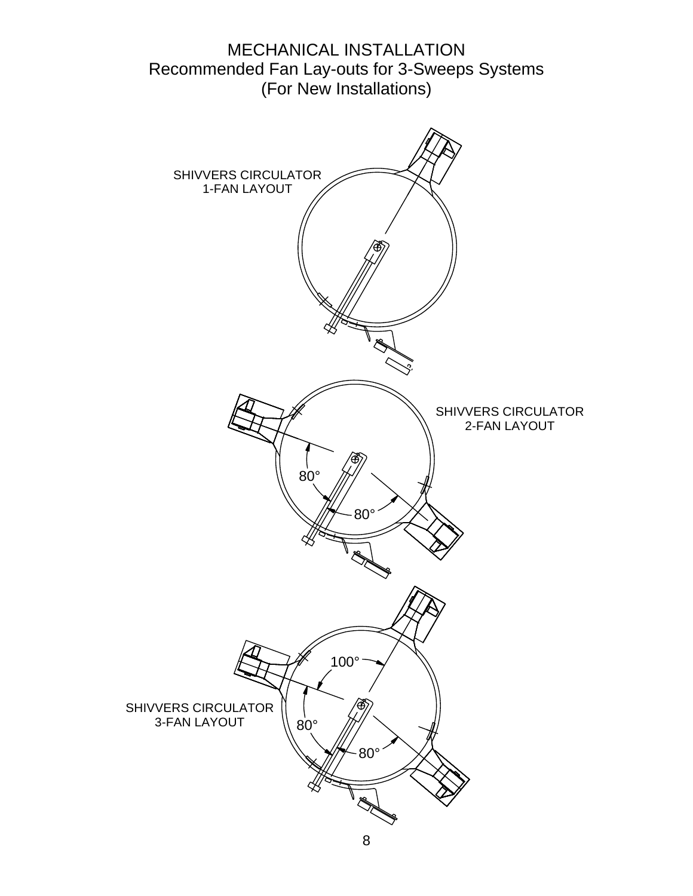# MECHANICAL INSTALLATION
## Recommended Fan Lay-outs for 3-Sweeps Systems
## (For New Installations)

SHIVVERS CIRCULATOR
1-FAN LAYOUT

SHIVVERS CIRCULATOR
2-FAN LAYOUT

80°

80°

SHIVVERS CIRCULATOR
3-FAN LAYOUT

100°

80°

80°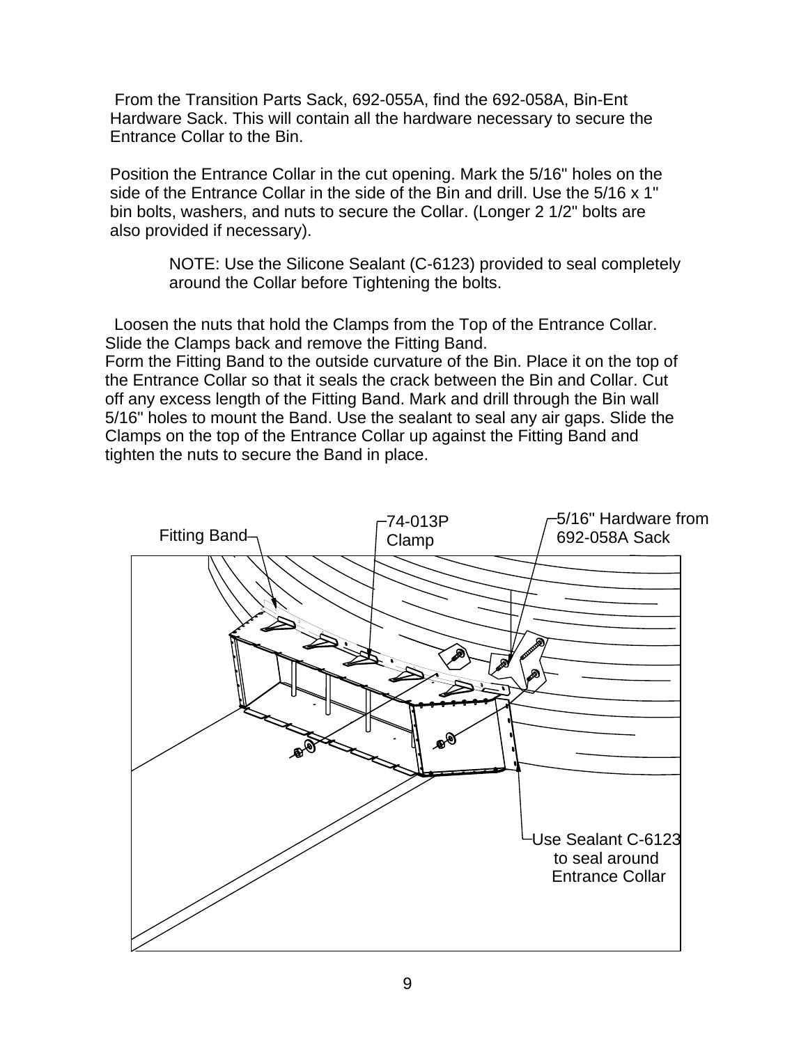From the Transition Parts Sack, 692-055A, find the 692-058A, Bin-Ent Hardware Sack. This will contain all the hardware necessary to secure the Entrance Collar to the Bin.

Position the Entrance Collar in the cut opening. Mark the 5/16" holes on the side of the Entrance Collar in the side of the Bin and drill. Use the 5/16 x 1" bin bolts, washers, and nuts to secure the Collar. (Longer 2 1/2" bolts are also provided if necessary).

> NOTE: Use the Silicone Sealant (C-6123) provided to seal completely around the Collar before Tightening the bolts.

Loosen the nuts that hold the Clamps from the Top of the Entrance Collar. Slide the Clamps back and remove the Fitting Band.
Form the Fitting Band to the outside curvature of the Bin. Place it on the top of the Entrance Collar so that it seals the crack between the Bin and Collar. Cut off any excess length of the Fitting Band. Mark and drill through the Bin wall 5/16" holes to mount the Band. Use the sealant to seal any air gaps. Slide the Clamps on the top of the Entrance Collar up against the Fitting Band and tighten the nuts to secure the Band in place.

Fitting Band

74-013P Clamp

5/16" Hardware from 692-058A Sack

Use Sealant C-6123 to seal around Entrance Collar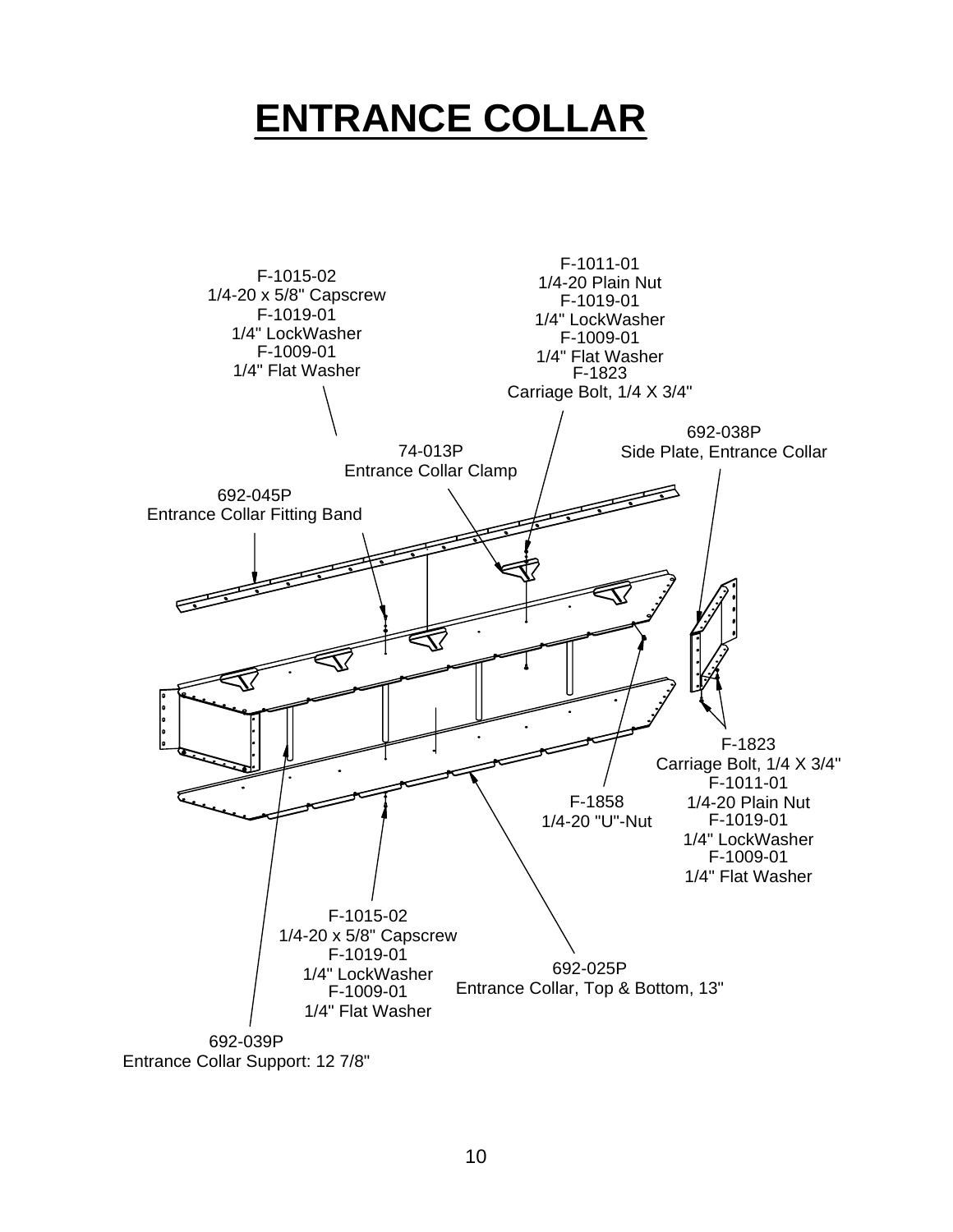# ENTRANCE COLLAR

F-1015-02
1/4-20 x 5/8" Capscrew
F-1019-01
1/4" LockWasher
F-1009-01
1/4" Flat Washer

F-1011-01
1/4-20 Plain Nut
F-1019-01
1/4" LockWasher
F-1009-01
1/4" Flat Washer
F-1823
Carriage Bolt, 1/4 X 3/4"

692-038P
Side Plate, Entrance Collar

74-013P
Entrance Collar Clamp

692-045P
Entrance Collar Fitting Band

F-1823
Carriage Bolt, 1/4 X 3/4"
F-1011-01
1/4-20 Plain Nut
F-1019-01
1/4" LockWasher
F-1009-01
1/4" Flat Washer

F-1858
1/4-20 "U"-Nut

F-1015-02
1/4-20 x 5/8" Capscrew
F-1019-01
1/4" LockWasher
F-1009-01
1/4" Flat Washer

692-025P
Entrance Collar, Top & Bottom, 13"

692-039P
Entrance Collar Support: 12 7/8"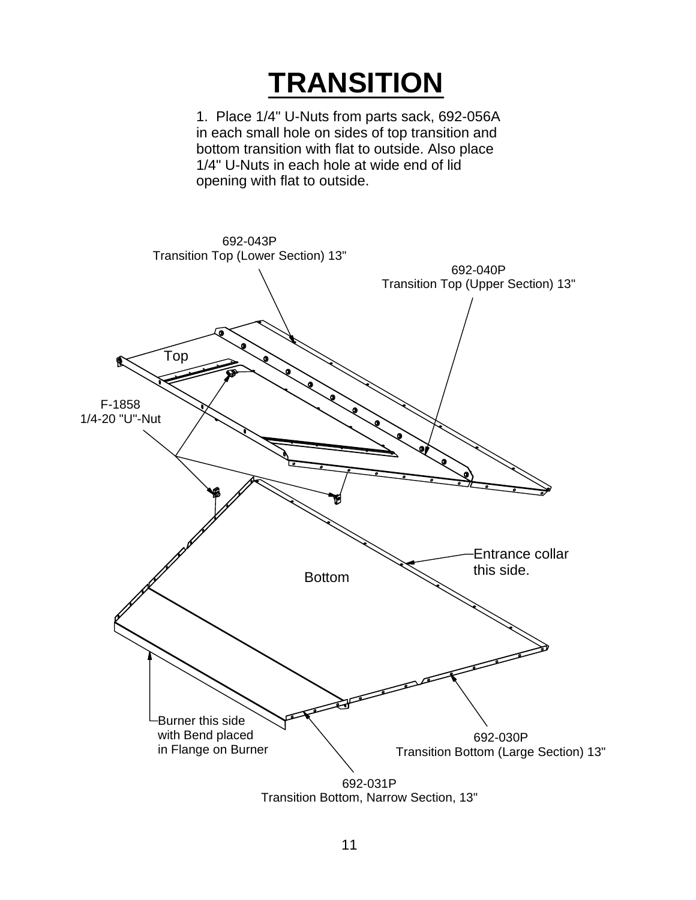# TRANSITION

1. Place 1/4" U-Nuts from parts sack, 692-056A in each small hole on sides of top transition and bottom transition with flat to outside. Also place 1/4" U-Nuts in each hole at wide end of lid opening with flat to outside.

692-043P
Transition Top (Lower Section) 13"

692-040P
Transition Top (Upper Section) 13"

Top

F-1858
1/4-20 "U"-Nut

Entrance collar this side.

Bottom

Burner this side with Bend placed in Flange on Burner

692-030P
Transition Bottom (Large Section) 13"

692-031P
Transition Bottom, Narrow Section, 13"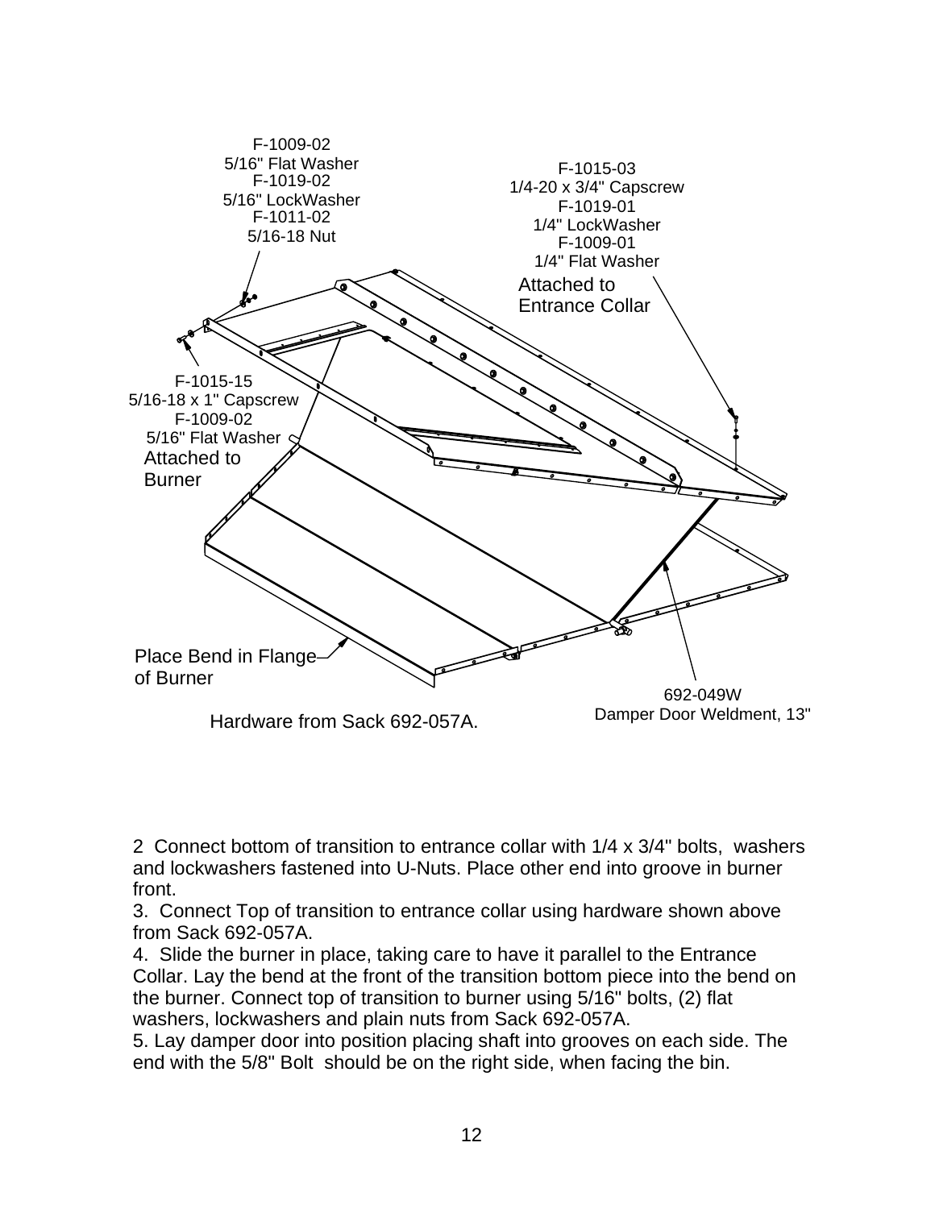F-1009-02
5/16" Flat Washer
F-1019-02
5/16" LockWasher
F-1011-02
5/16-18 Nut

F-1015-03
1/4-20 x 3/4" Capscrew
F-1019-01
1/4" LockWasher
F-1009-01
1/4" Flat Washer
Attached to Entrance Collar

F-1015-15
5/16-18 x 1" Capscrew
F-1009-02
5/16" Flat Washer
Attached to Burner

Place Bend in Flange of Burner

692-049W
Damper Door Weldment, 13"

Hardware from Sack 692-057A.

2 Connect bottom of transition to entrance collar with 1/4 x 3/4" bolts, washers and lockwashers fastened into U-Nuts. Place other end into groove in burner front.

3. Connect Top of transition to entrance collar using hardware shown above from Sack 692-057A.

4. Slide the burner in place, taking care to have it parallel to the Entrance Collar. Lay the bend at the front of the transition bottom piece into the bend on the burner. Connect top of transition to burner using 5/16" bolts, (2) flat washers, lockwashers and plain nuts from Sack 692-057A.

5. Lay damper door into position placing shaft into grooves on each side. The end with the 5/8" Bolt should be on the right side, when facing the bin.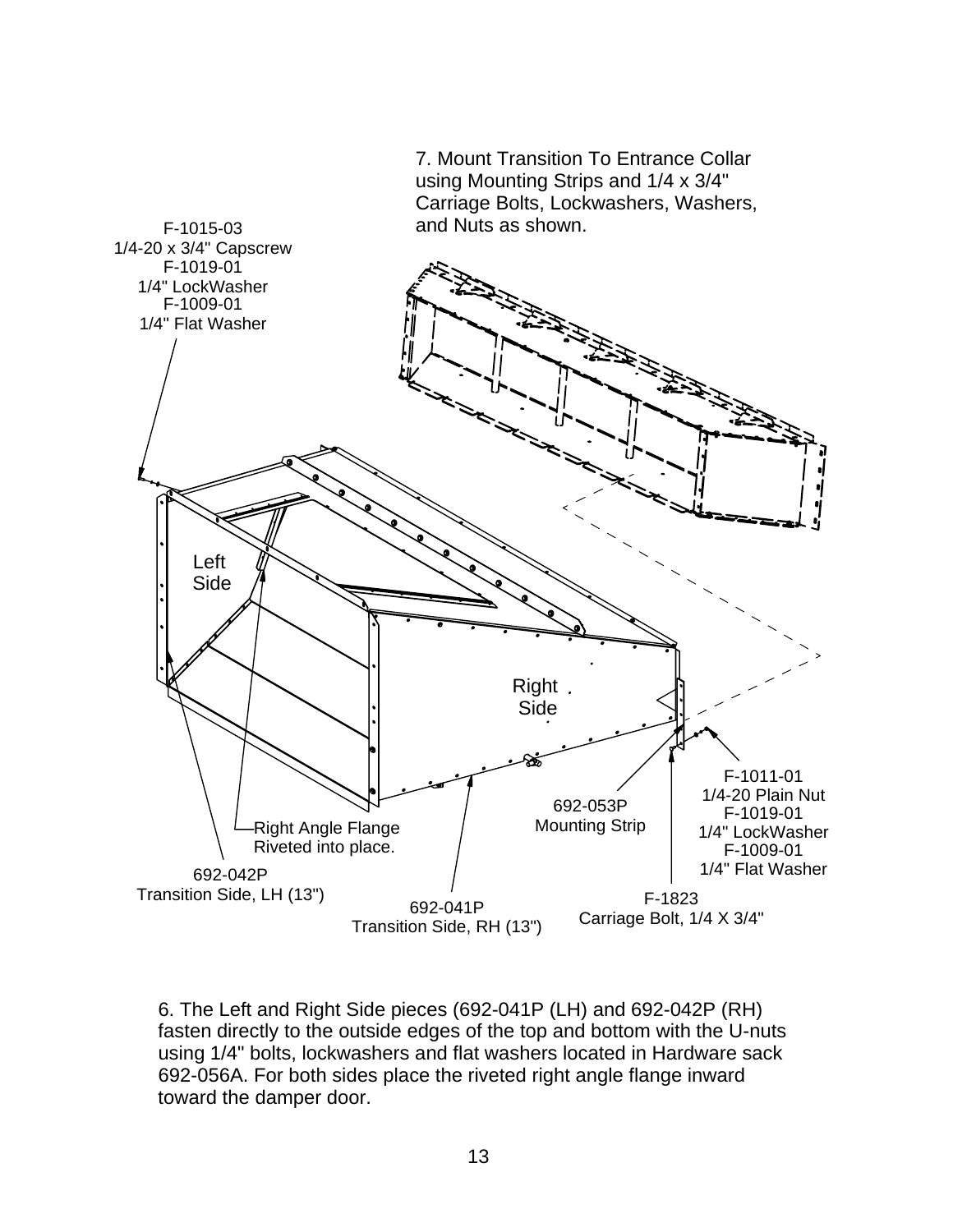7. Mount Transition To Entrance Collar using Mounting Strips and 1/4 x 3/4" Carriage Bolts, Lockwashers, Washers, and Nuts as shown.

F-1015-03
1/4-20 x 3/4" Capscrew
F-1019-01
1/4" LockWasher
F-1009-01
1/4" Flat Washer

Left Side

Right Side

Right Angle Flange Riveted into place.

692-042P
Transition Side, LH (13")

692-041P
Transition Side, RH (13")

692-053P
Mounting Strip

F-1823
Carriage Bolt, 1/4 X 3/4"

F-1011-01
1/4-20 Plain Nut
F-1019-01
1/4" LockWasher
F-1009-01
1/4" Flat Washer

6. The Left and Right Side pieces (692-041P (LH) and 692-042P (RH) fasten directly to the outside edges of the top and bottom with the U-nuts using 1/4" bolts, lockwashers and flat washers located in Hardware sack 692-056A. For both sides place the riveted right angle flange inward toward the damper door.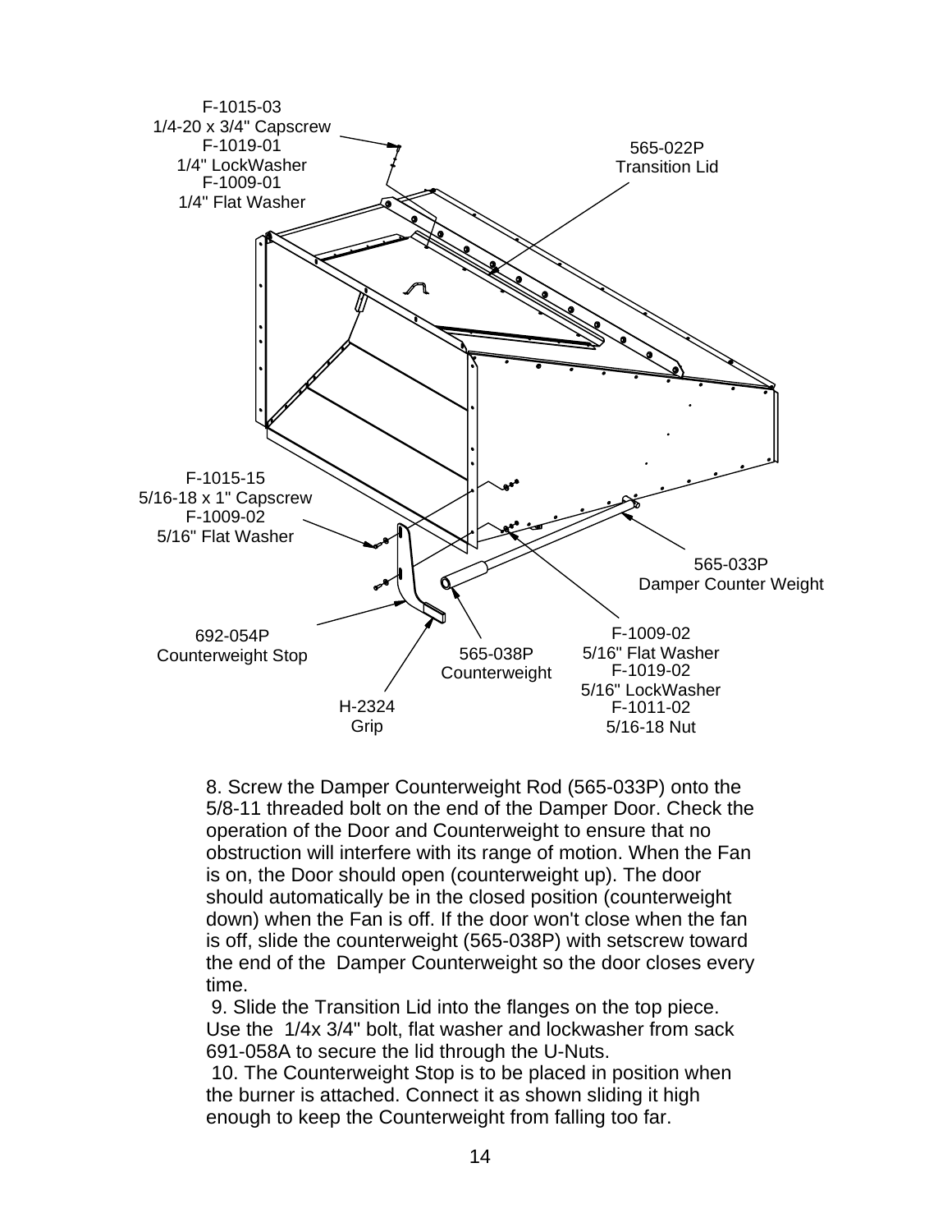F-1015-03
1/4-20 x 3/4" Capscrew
F-1019-01
1/4" LockWasher
F-1009-01
1/4" Flat Washer

565-022P
Transition Lid

F-1015-15
5/16-18 x 1" Capscrew
F-1009-02
5/16" Flat Washer

565-033P
Damper Counter Weight

692-054P
Counterweight Stop

565-038P
Counterweight

F-1009-02
5/16" Flat Washer
F-1019-02
5/16" LockWasher
F-1011-02
5/16-18 Nut

H-2324
Grip

8. Screw the Damper Counterweight Rod (565-033P) onto the 5/8-11 threaded bolt on the end of the Damper Door. Check the operation of the Door and Counterweight to ensure that no obstruction will interfere with its range of motion. When the Fan is on, the Door should open (counterweight up). The door should automatically be in the closed position (counterweight down) when the Fan is off. If the door won't close when the fan is off, slide the counterweight (565-038P) with setscrew toward the end of the Damper Counterweight so the door closes every time.

9. Slide the Transition Lid into the flanges on the top piece. Use the 1/4x 3/4" bolt, flat washer and lockwasher from sack 691-058A to secure the lid through the U-Nuts.

10. The Counterweight Stop is to be placed in position when the burner is attached. Connect it as shown sliding it high enough to keep the Counterweight from falling too far.